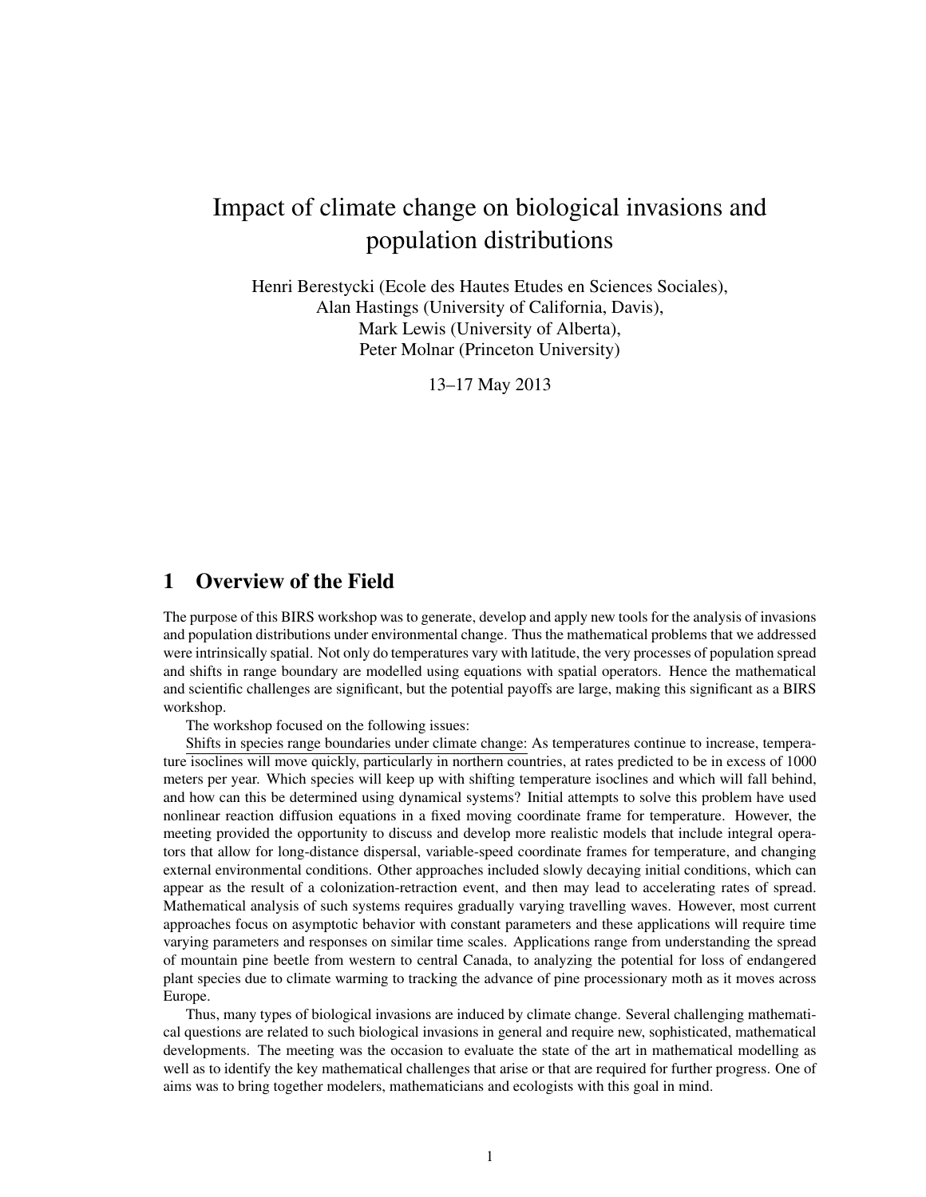# Impact of climate change on biological invasions and population distributions

Henri Berestycki (Ecole des Hautes Etudes en Sciences Sociales),
Alan Hastings (University of California, Davis),
Mark Lewis (University of Alberta),
Peter Molnar (Princeton University)

13–17 May 2013

## 1 Overview of the Field

The purpose of this BIRS workshop was to generate, develop and apply new tools for the analysis of invasions and population distributions under environmental change. Thus the mathematical problems that we addressed were intrinsically spatial. Not only do temperatures vary with latitude, the very processes of population spread and shifts in range boundary are modelled using equations with spatial operators. Hence the mathematical and scientific challenges are significant, but the potential payoffs are large, making this significant as a BIRS workshop.

The workshop focused on the following issues:

Shifts in species range boundaries under climate change: As temperatures continue to increase, temperature isoclines will move quickly, particularly in northern countries, at rates predicted to be in excess of 1000 meters per year. Which species will keep up with shifting temperature isoclines and which will fall behind, and how can this be determined using dynamical systems? Initial attempts to solve this problem have used nonlinear reaction diffusion equations in a fixed moving coordinate frame for temperature. However, the meeting provided the opportunity to discuss and develop more realistic models that include integral operators that allow for long-distance dispersal, variable-speed coordinate frames for temperature, and changing external environmental conditions. Other approaches included slowly decaying initial conditions, which can appear as the result of a colonization-retraction event, and then may lead to accelerating rates of spread. Mathematical analysis of such systems requires gradually varying travelling waves. However, most current approaches focus on asymptotic behavior with constant parameters and these applications will require time varying parameters and responses on similar time scales. Applications range from understanding the spread of mountain pine beetle from western to central Canada, to analyzing the potential for loss of endangered plant species due to climate warming to tracking the advance of pine processionary moth as it moves across Europe.

Thus, many types of biological invasions are induced by climate change. Several challenging mathematical questions are related to such biological invasions in general and require new, sophisticated, mathematical developments. The meeting was the occasion to evaluate the state of the art in mathematical modelling as well as to identify the key mathematical challenges that arise or that are required for further progress. One of aims was to bring together modelers, mathematicians and ecologists with this goal in mind.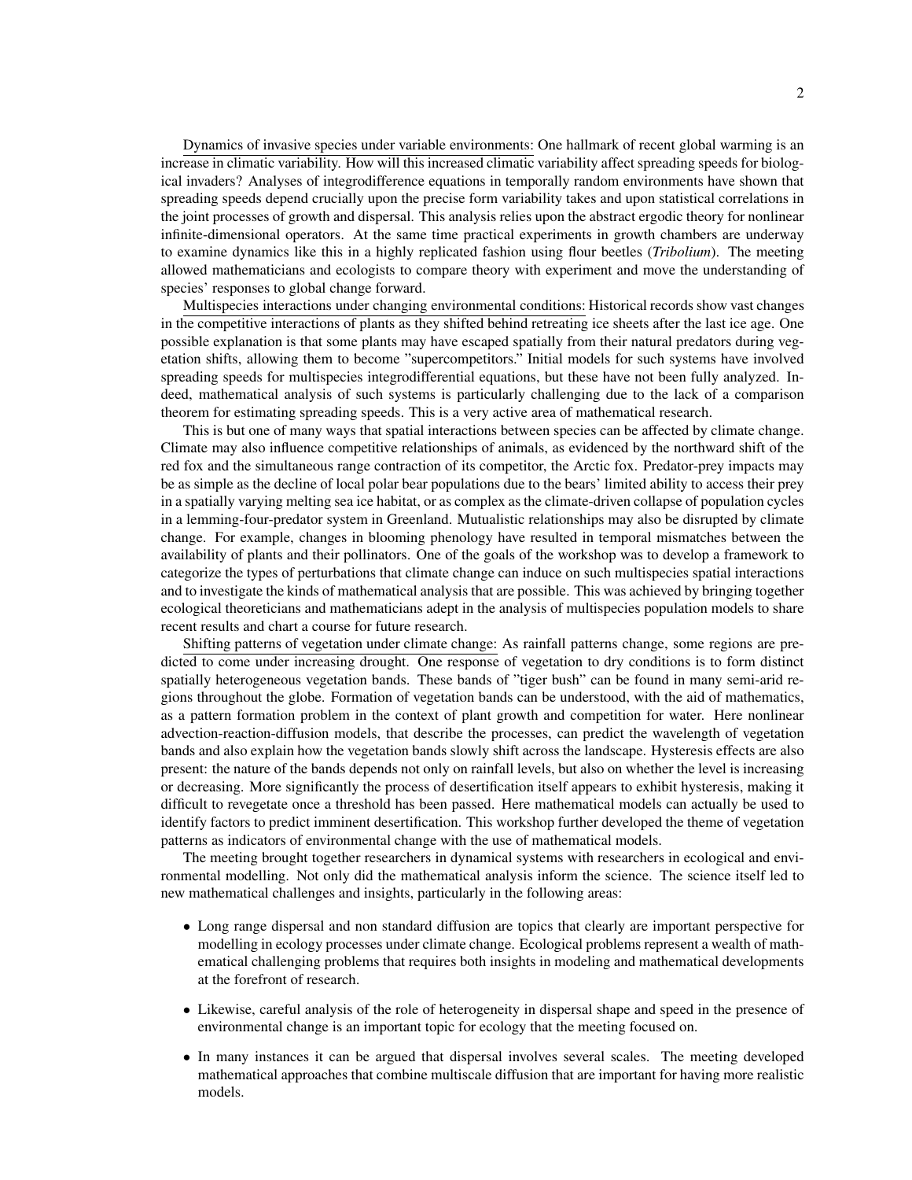Dynamics of invasive species under variable environments: One hallmark of recent global warming is an increase in climatic variability. How will this increased climatic variability affect spreading speeds for biological invaders? Analyses of integrodifference equations in temporally random environments have shown that spreading speeds depend crucially upon the precise form variability takes and upon statistical correlations in the joint processes of growth and dispersal. This analysis relies upon the abstract ergodic theory for nonlinear infinite-dimensional operators. At the same time practical experiments in growth chambers are underway to examine dynamics like this in a highly replicated fashion using flour beetles (***Tribolium***). The meeting allowed mathematicians and ecologists to compare theory with experiment and move the understanding of species' responses to global change forward.

Multispecies interactions under changing environmental conditions: Historical records show vast changes in the competitive interactions of plants as they shifted behind retreating ice sheets after the last ice age. One possible explanation is that some plants may have escaped spatially from their natural predators during vegetation shifts, allowing them to become "supercompetitors." Initial models for such systems have involved spreading speeds for multispecies integrodifferential equations, but these have not been fully analyzed. Indeed, mathematical analysis of such systems is particularly challenging due to the lack of a comparison theorem for estimating spreading speeds. This is a very active area of mathematical research.

This is but one of many ways that spatial interactions between species can be affected by climate change. Climate may also influence competitive relationships of animals, as evidenced by the northward shift of the red fox and the simultaneous range contraction of its competitor, the Arctic fox. Predator-prey impacts may be as simple as the decline of local polar bear populations due to the bears' limited ability to access their prey in a spatially varying melting sea ice habitat, or as complex as the climate-driven collapse of population cycles in a lemming-four-predator system in Greenland. Mutualistic relationships may also be disrupted by climate change. For example, changes in blooming phenology have resulted in temporal mismatches between the availability of plants and their pollinators. One of the goals of the workshop was to develop a framework to categorize the types of perturbations that climate change can induce on such multispecies spatial interactions and to investigate the kinds of mathematical analysis that are possible. This was achieved by bringing together ecological theoreticians and mathematicians adept in the analysis of multispecies population models to share recent results and chart a course for future research.

Shifting patterns of vegetation under climate change: As rainfall patterns change, some regions are predicted to come under increasing drought. One response of vegetation to dry conditions is to form distinct spatially heterogeneous vegetation bands. These bands of "tiger bush" can be found in many semi-arid regions throughout the globe. Formation of vegetation bands can be understood, with the aid of mathematics, as a pattern formation problem in the context of plant growth and competition for water. Here nonlinear advection-reaction-diffusion models, that describe the processes, can predict the wavelength of vegetation bands and also explain how the vegetation bands slowly shift across the landscape. Hysteresis effects are also present: the nature of the bands depends not only on rainfall levels, but also on whether the level is increasing or decreasing. More significantly the process of desertification itself appears to exhibit hysteresis, making it difficult to revegetate once a threshold has been passed. Here mathematical models can actually be used to identify factors to predict imminent desertification. This workshop further developed the theme of vegetation patterns as indicators of environmental change with the use of mathematical models.

The meeting brought together researchers in dynamical systems with researchers in ecological and environmental modelling. Not only did the mathematical analysis inform the science. The science itself led to new mathematical challenges and insights, particularly in the following areas:

- Long range dispersal and non standard diffusion are topics that clearly are important perspective for modelling in ecology processes under climate change. Ecological problems represent a wealth of mathematical challenging problems that requires both insights in modeling and mathematical developments at the forefront of research.
- Likewise, careful analysis of the role of heterogeneity in dispersal shape and speed in the presence of environmental change is an important topic for ecology that the meeting focused on.
- In many instances it can be argued that dispersal involves several scales. The meeting developed mathematical approaches that combine multiscale diffusion that are important for having more realistic models.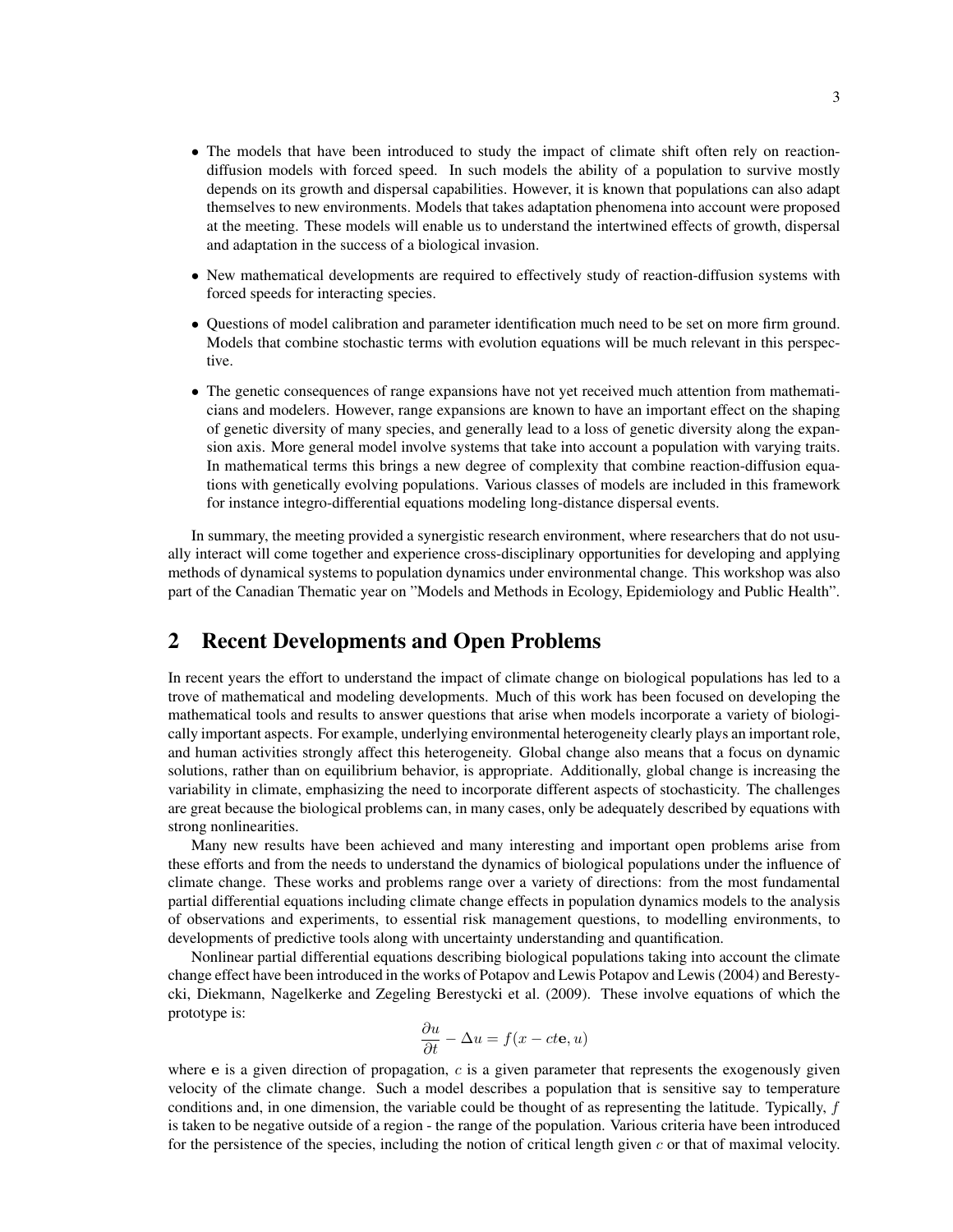- The models that have been introduced to study the impact of climate shift often rely on reaction-diffusion models with forced speed. In such models the ability of a population to survive mostly depends on its growth and dispersal capabilities. However, it is known that populations can also adapt themselves to new environments. Models that takes adaptation phenomena into account were proposed at the meeting. These models will enable us to understand the intertwined effects of growth, dispersal and adaptation in the success of a biological invasion.
- New mathematical developments are required to effectively study of reaction-diffusion systems with forced speeds for interacting species.
- Questions of model calibration and parameter identification much need to be set on more firm ground. Models that combine stochastic terms with evolution equations will be much relevant in this perspective.
- The genetic consequences of range expansions have not yet received much attention from mathematicians and modelers. However, range expansions are known to have an important effect on the shaping of genetic diversity of many species, and generally lead to a loss of genetic diversity along the expansion axis. More general model involve systems that take into account a population with varying traits. In mathematical terms this brings a new degree of complexity that combine reaction-diffusion equations with genetically evolving populations. Various classes of models are included in this framework for instance integro-differential equations modeling long-distance dispersal events.

In summary, the meeting provided a synergistic research environment, where researchers that do not usually interact will come together and experience cross-disciplinary opportunities for developing and applying methods of dynamical systems to population dynamics under environmental change. This workshop was also part of the Canadian Thematic year on "Models and Methods in Ecology, Epidemiology and Public Health".

## 2 Recent Developments and Open Problems

In recent years the effort to understand the impact of climate change on biological populations has led to a trove of mathematical and modeling developments. Much of this work has been focused on developing the mathematical tools and results to answer questions that arise when models incorporate a variety of biologically important aspects. For example, underlying environmental heterogeneity clearly plays an important role, and human activities strongly affect this heterogeneity. Global change also means that a focus on dynamic solutions, rather than on equilibrium behavior, is appropriate. Additionally, global change is increasing the variability in climate, emphasizing the need to incorporate different aspects of stochasticity. The challenges are great because the biological problems can, in many cases, only be adequately described by equations with strong nonlinearities.

Many new results have been achieved and many interesting and important open problems arise from these efforts and from the needs to understand the dynamics of biological populations under the influence of climate change. These works and problems range over a variety of directions: from the most fundamental partial differential equations including climate change effects in population dynamics models to the analysis of observations and experiments, to essential risk management questions, to modelling environments, to developments of predictive tools along with uncertainty understanding and quantification.

Nonlinear partial differential equations describing biological populations taking into account the climate change effect have been introduced in the works of Potapov and Lewis Potapov and Lewis (2004) and Berestycki, Diekmann, Nagelkerke and Zegeling Berestycki et al. (2009). These involve equations of which the prototype is:

$$\frac{\partial u}{\partial t} - \Delta u = f(x - ct\mathbf{e}, u)$$

where $\mathbf{e}$ is a given direction of propagation, $c$ is a given parameter that represents the exogenously given velocity of the climate change. Such a model describes a population that is sensitive say to temperature conditions and, in one dimension, the variable could be thought of as representing the latitude. Typically, $f$ is taken to be negative outside of a region - the range of the population. Various criteria have been introduced for the persistence of the species, including the notion of critical length given $c$ or that of maximal velocity.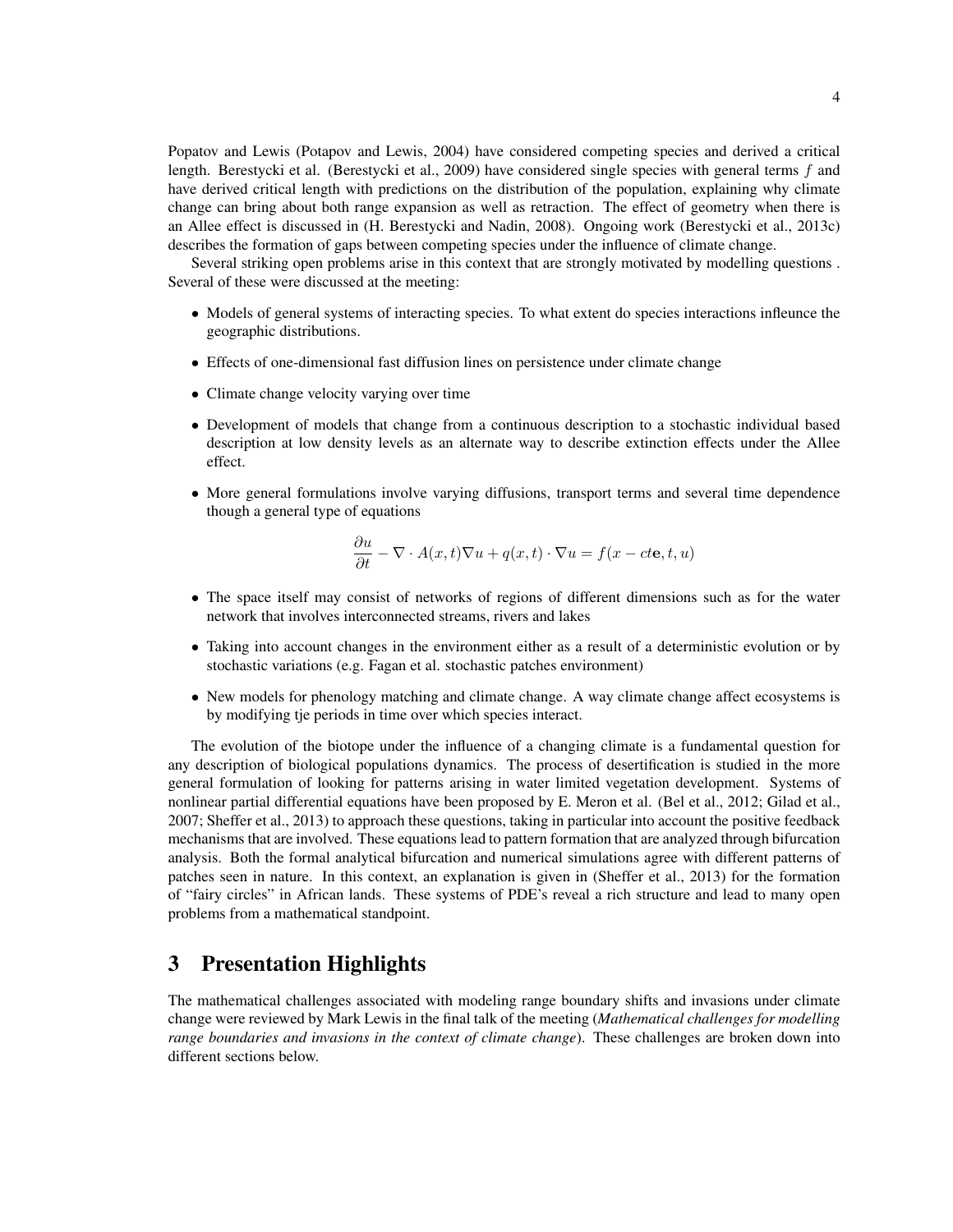Popatov and Lewis (Potapov and Lewis, 2004) have considered competing species and derived a critical length. Berestycki et al. (Berestycki et al., 2009) have considered single species with general terms $f$ and have derived critical length with predictions on the distribution of the population, explaining why climate change can bring about both range expansion as well as retraction. The effect of geometry when there is an Allee effect is discussed in (H. Berestycki and Nadin, 2008). Ongoing work (Berestycki et al., 2013c) describes the formation of gaps between competing species under the influence of climate change.

Several striking open problems arise in this context that are strongly motivated by modelling questions . Several of these were discussed at the meeting:

- Models of general systems of interacting species. To what extent do species interactions infleunce the geographic distributions.
- Effects of one-dimensional fast diffusion lines on persistence under climate change
- Climate change velocity varying over time
- Development of models that change from a continuous description to a stochastic individual based description at low density levels as an alternate way to describe extinction effects under the Allee effect.
- More general formulations involve varying diffusions, transport terms and several time dependence though a general type of equations

$$\frac{\partial u}{\partial t} - \nabla \cdot A(x,t)\nabla u + q(x,t) \cdot \nabla u = f(x - ct\mathbf{e}, t, u)$$

- The space itself may consist of networks of regions of different dimensions such as for the water network that involves interconnected streams, rivers and lakes
- Taking into account changes in the environment either as a result of a deterministic evolution or by stochastic variations (e.g. Fagan et al. stochastic patches environment)
- New models for phenology matching and climate change. A way climate change affect ecosystems is by modifying tje periods in time over which species interact.

The evolution of the biotope under the influence of a changing climate is a fundamental question for any description of biological populations dynamics. The process of desertification is studied in the more general formulation of looking for patterns arising in water limited vegetation development. Systems of nonlinear partial differential equations have been proposed by E. Meron et al. (Bel et al., 2012; Gilad et al., 2007; Sheffer et al., 2013) to approach these questions, taking in particular into account the positive feedback mechanisms that are involved. These equations lead to pattern formation that are analyzed through bifurcation analysis. Both the formal analytical bifurcation and numerical simulations agree with different patterns of patches seen in nature. In this context, an explanation is given in (Sheffer et al., 2013) for the formation of "fairy circles" in African lands. These systems of PDE's reveal a rich structure and lead to many open problems from a mathematical standpoint.

## 3 Presentation Highlights

The mathematical challenges associated with modeling range boundary shifts and invasions under climate change were reviewed by Mark Lewis in the final talk of the meeting (***Mathematical challenges for modelling range boundaries and invasions in the context of climate change***). These challenges are broken down into different sections below.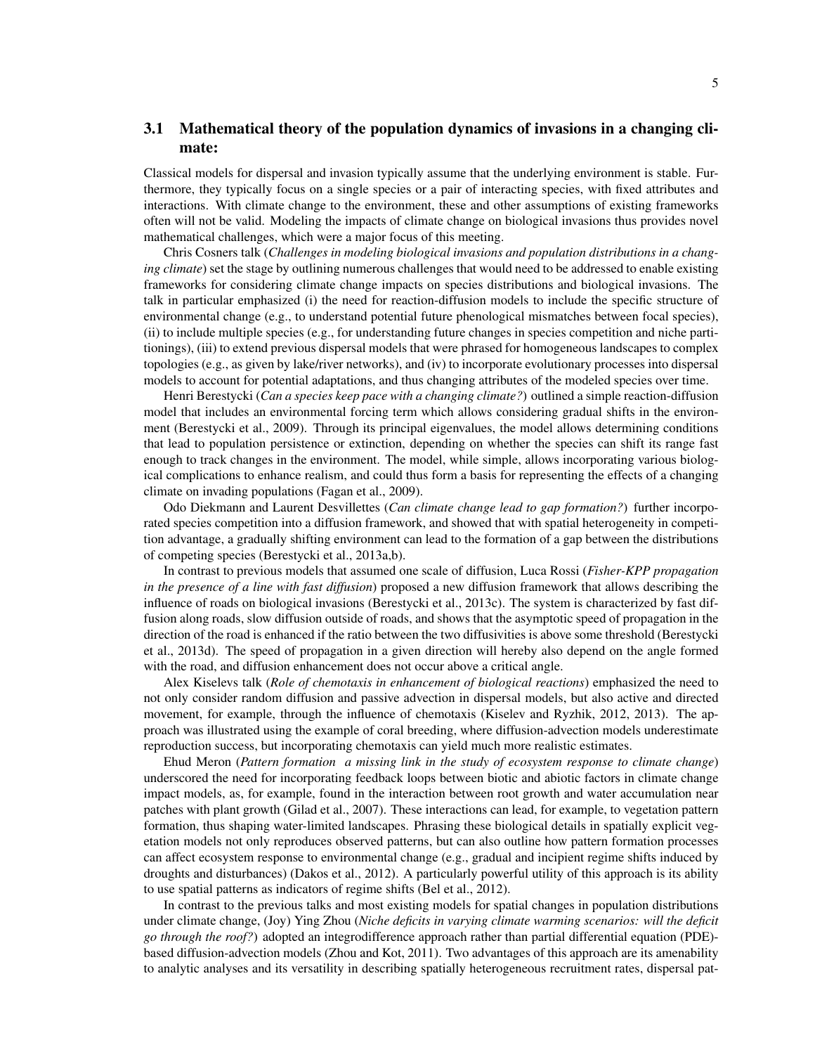## 3.1 Mathematical theory of the population dynamics of invasions in a changing climate:

Classical models for dispersal and invasion typically assume that the underlying environment is stable. Furthermore, they typically focus on a single species or a pair of interacting species, with fixed attributes and interactions. With climate change to the environment, these and other assumptions of existing frameworks often will not be valid. Modeling the impacts of climate change on biological invasions thus provides novel mathematical challenges, which were a major focus of this meeting.

Chris Cosners talk (*Challenges in modeling biological invasions and population distributions in a changing climate*) set the stage by outlining numerous challenges that would need to be addressed to enable existing frameworks for considering climate change impacts on species distributions and biological invasions. The talk in particular emphasized (i) the need for reaction-diffusion models to include the specific structure of environmental change (e.g., to understand potential future phenological mismatches between focal species), (ii) to include multiple species (e.g., for understanding future changes in species competition and niche partitionings), (iii) to extend previous dispersal models that were phrased for homogeneous landscapes to complex topologies (e.g., as given by lake/river networks), and (iv) to incorporate evolutionary processes into dispersal models to account for potential adaptations, and thus changing attributes of the modeled species over time.

Henri Berestycki (*Can a species keep pace with a changing climate?*) outlined a simple reaction-diffusion model that includes an environmental forcing term which allows considering gradual shifts in the environment (Berestycki et al., 2009). Through its principal eigenvalues, the model allows determining conditions that lead to population persistence or extinction, depending on whether the species can shift its range fast enough to track changes in the environment. The model, while simple, allows incorporating various biological complications to enhance realism, and could thus form a basis for representing the effects of a changing climate on invading populations (Fagan et al., 2009).

Odo Diekmann and Laurent Desvillettes (*Can climate change lead to gap formation?*) further incorporated species competition into a diffusion framework, and showed that with spatial heterogeneity in competition advantage, a gradually shifting environment can lead to the formation of a gap between the distributions of competing species (Berestycki et al., 2013a,b).

In contrast to previous models that assumed one scale of diffusion, Luca Rossi (*Fisher-KPP propagation in the presence of a line with fast diffusion*) proposed a new diffusion framework that allows describing the influence of roads on biological invasions (Berestycki et al., 2013c). The system is characterized by fast diffusion along roads, slow diffusion outside of roads, and shows that the asymptotic speed of propagation in the direction of the road is enhanced if the ratio between the two diffusivities is above some threshold (Berestycki et al., 2013d). The speed of propagation in a given direction will hereby also depend on the angle formed with the road, and diffusion enhancement does not occur above a critical angle.

Alex Kiselevs talk (*Role of chemotaxis in enhancement of biological reactions*) emphasized the need to not only consider random diffusion and passive advection in dispersal models, but also active and directed movement, for example, through the influence of chemotaxis (Kiselev and Ryzhik, 2012, 2013). The approach was illustrated using the example of coral breeding, where diffusion-advection models underestimate reproduction success, but incorporating chemotaxis can yield much more realistic estimates.

Ehud Meron (*Pattern formation a missing link in the study of ecosystem response to climate change*) underscored the need for incorporating feedback loops between biotic and abiotic factors in climate change impact models, as, for example, found in the interaction between root growth and water accumulation near patches with plant growth (Gilad et al., 2007). These interactions can lead, for example, to vegetation pattern formation, thus shaping water-limited landscapes. Phrasing these biological details in spatially explicit vegetation models not only reproduces observed patterns, but can also outline how pattern formation processes can affect ecosystem response to environmental change (e.g., gradual and incipient regime shifts induced by droughts and disturbances) (Dakos et al., 2012). A particularly powerful utility of this approach is its ability to use spatial patterns as indicators of regime shifts (Bel et al., 2012).

In contrast to the previous talks and most existing models for spatial changes in population distributions under climate change, (Joy) Ying Zhou (*Niche deficits in varying climate warming scenarios: will the deficit go through the roof?*) adopted an integrodifference approach rather than partial differential equation (PDE)-based diffusion-advection models (Zhou and Kot, 2011). Two advantages of this approach are its amenability to analytic analyses and its versatility in describing spatially heterogeneous recruitment rates, dispersal pat-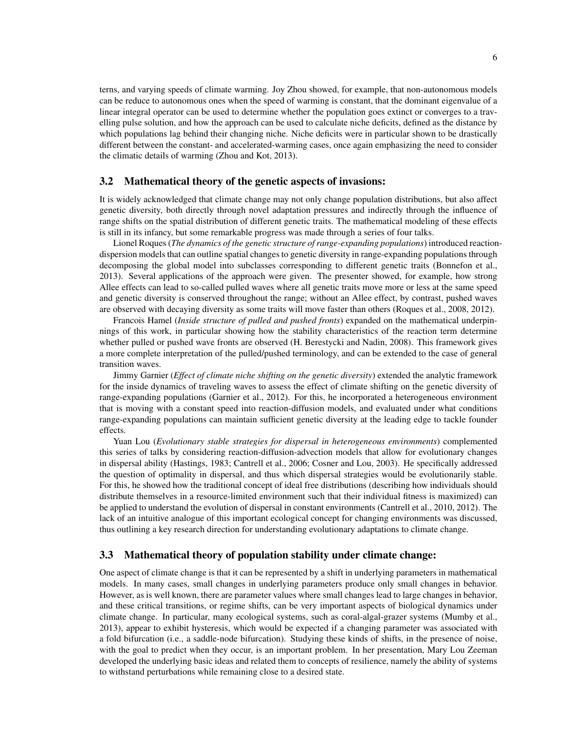terns, and varying speeds of climate warming. Joy Zhou showed, for example, that non-autonomous models can be reduce to autonomous ones when the speed of warming is constant, that the dominant eigenvalue of a linear integral operator can be used to determine whether the population goes extinct or converges to a travelling pulse solution, and how the approach can be used to calculate niche deficits, defined as the distance by which populations lag behind their changing niche. Niche deficits were in particular shown to be drastically different between the constant- and accelerated-warming cases, once again emphasizing the need to consider the climatic details of warming (Zhou and Kot, 2013).

### 3.2 Mathematical theory of the genetic aspects of invasions:

It is widely acknowledged that climate change may not only change population distributions, but also affect genetic diversity, both directly through novel adaptation pressures and indirectly through the influence of range shifts on the spatial distribution of different genetic traits. The mathematical modeling of these effects is still in its infancy, but some remarkable progress was made through a series of four talks.

Lionel Roques (*The dynamics of the genetic structure of range-expanding populations*) introduced reaction-dispersion models that can outline spatial changes to genetic diversity in range-expanding populations through decomposing the global model into subclasses corresponding to different genetic traits (Bonnefon et al., 2013). Several applications of the approach were given. The presenter showed, for example, how strong Allee effects can lead to so-called pulled waves where all genetic traits move more or less at the same speed and genetic diversity is conserved throughout the range; without an Allee effect, by contrast, pushed waves are observed with decaying diversity as some traits will move faster than others (Roques et al., 2008, 2012).

Francois Hamel (*Inside structure of pulled and pushed fronts*) expanded on the mathematical underpinnings of this work, in particular showing how the stability characteristics of the reaction term determine whether pulled or pushed wave fronts are observed (H. Berestycki and Nadin, 2008). This framework gives a more complete interpretation of the pulled/pushed terminology, and can be extended to the case of general transition waves.

Jimmy Garnier (*Effect of climate niche shifting on the genetic diversity*) extended the analytic framework for the inside dynamics of traveling waves to assess the effect of climate shifting on the genetic diversity of range-expanding populations (Garnier et al., 2012). For this, he incorporated a heterogeneous environment that is moving with a constant speed into reaction-diffusion models, and evaluated under what conditions range-expanding populations can maintain sufficient genetic diversity at the leading edge to tackle founder effects.

Yuan Lou (*Evolutionary stable strategies for dispersal in heterogeneous environments*) complemented this series of talks by considering reaction-diffusion-advection models that allow for evolutionary changes in dispersal ability (Hastings, 1983; Cantrell et al., 2006; Cosner and Lou, 2003). He specifically addressed the question of optimality in dispersal, and thus which dispersal strategies would be evolutionarily stable. For this, he showed how the traditional concept of ideal free distributions (describing how individuals should distribute themselves in a resource-limited environment such that their individual fitness is maximized) can be applied to understand the evolution of dispersal in constant environments (Cantrell et al., 2010, 2012). The lack of an intuitive analogue of this important ecological concept for changing environments was discussed, thus outlining a key research direction for understanding evolutionary adaptations to climate change.

### 3.3 Mathematical theory of population stability under climate change:

One aspect of climate change is that it can be represented by a shift in underlying parameters in mathematical models. In many cases, small changes in underlying parameters produce only small changes in behavior. However, as is well known, there are parameter values where small changes lead to large changes in behavior, and these critical transitions, or regime shifts, can be very important aspects of biological dynamics under climate change. In particular, many ecological systems, such as coral-algal-grazer systems (Mumby et al., 2013), appear to exhibit hysteresis, which would be expected if a changing parameter was associated with a fold bifurcation (i.e., a saddle-node bifurcation). Studying these kinds of shifts, in the presence of noise, with the goal to predict when they occur, is an important problem. In her presentation, Mary Lou Zeeman developed the underlying basic ideas and related them to concepts of resilience, namely the ability of systems to withstand perturbations while remaining close to a desired state.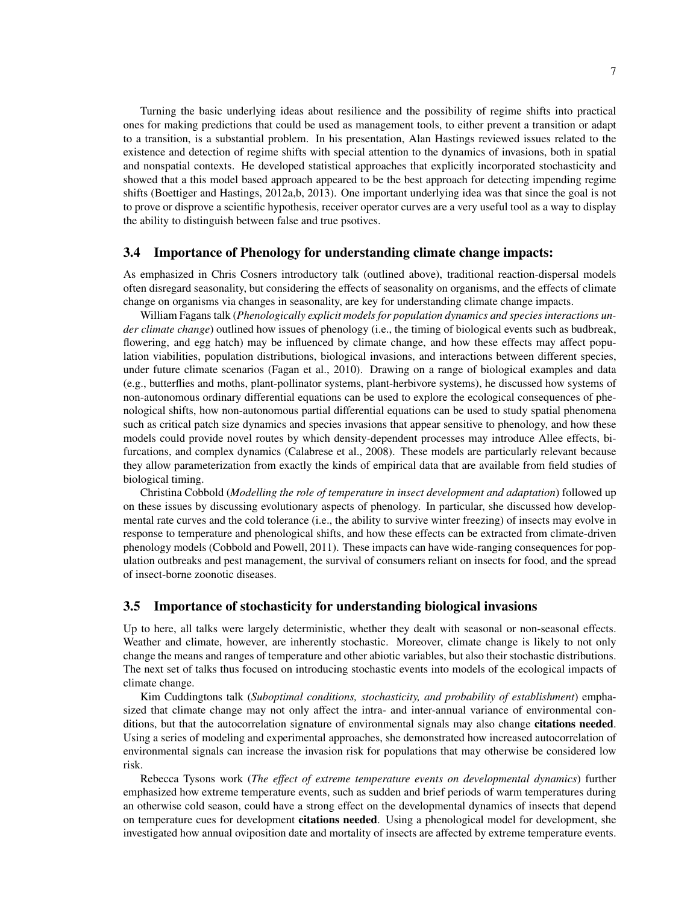Turning the basic underlying ideas about resilience and the possibility of regime shifts into practical ones for making predictions that could be used as management tools, to either prevent a transition or adapt to a transition, is a substantial problem. In his presentation, Alan Hastings reviewed issues related to the existence and detection of regime shifts with special attention to the dynamics of invasions, both in spatial and nonspatial contexts. He developed statistical approaches that explicitly incorporated stochasticity and showed that a this model based approach appeared to be the best approach for detecting impending regime shifts (Boettiger and Hastings, 2012a,b, 2013). One important underlying idea was that since the goal is not to prove or disprove a scientific hypothesis, receiver operator curves are a very useful tool as a way to display the ability to distinguish between false and true psotives.

### 3.4 Importance of Phenology for understanding climate change impacts:

As emphasized in Chris Cosners introductory talk (outlined above), traditional reaction-dispersal models often disregard seasonality, but considering the effects of seasonality on organisms, and the effects of climate change on organisms via changes in seasonality, are key for understanding climate change impacts.

William Fagans talk (*Phenologically explicit models for population dynamics and species interactions under climate change*) outlined how issues of phenology (i.e., the timing of biological events such as budbreak, flowering, and egg hatch) may be influenced by climate change, and how these effects may affect population viabilities, population distributions, biological invasions, and interactions between different species, under future climate scenarios (Fagan et al., 2010). Drawing on a range of biological examples and data (e.g., butterflies and moths, plant-pollinator systems, plant-herbivore systems), he discussed how systems of non-autonomous ordinary differential equations can be used to explore the ecological consequences of phenological shifts, how non-autonomous partial differential equations can be used to study spatial phenomena such as critical patch size dynamics and species invasions that appear sensitive to phenology, and how these models could provide novel routes by which density-dependent processes may introduce Allee effects, bifurcations, and complex dynamics (Calabrese et al., 2008). These models are particularly relevant because they allow parameterization from exactly the kinds of empirical data that are available from field studies of biological timing.

Christina Cobbold (*Modelling the role of temperature in insect development and adaptation*) followed up on these issues by discussing evolutionary aspects of phenology. In particular, she discussed how developmental rate curves and the cold tolerance (i.e., the ability to survive winter freezing) of insects may evolve in response to temperature and phenological shifts, and how these effects can be extracted from climate-driven phenology models (Cobbold and Powell, 2011). These impacts can have wide-ranging consequences for population outbreaks and pest management, the survival of consumers reliant on insects for food, and the spread of insect-borne zoonotic diseases.

### 3.5 Importance of stochasticity for understanding biological invasions

Up to here, all talks were largely deterministic, whether they dealt with seasonal or non-seasonal effects. Weather and climate, however, are inherently stochastic. Moreover, climate change is likely to not only change the means and ranges of temperature and other abiotic variables, but also their stochastic distributions. The next set of talks thus focused on introducing stochastic events into models of the ecological impacts of climate change.

Kim Cuddingtons talk (*Suboptimal conditions, stochasticity, and probability of establishment*) emphasized that climate change may not only affect the intra- and inter-annual variance of environmental conditions, but that the autocorrelation signature of environmental signals may also change **citations needed**. Using a series of modeling and experimental approaches, she demonstrated how increased autocorrelation of environmental signals can increase the invasion risk for populations that may otherwise be considered low risk.

Rebecca Tysons work (*The effect of extreme temperature events on developmental dynamics*) further emphasized how extreme temperature events, such as sudden and brief periods of warm temperatures during an otherwise cold season, could have a strong effect on the developmental dynamics of insects that depend on temperature cues for development **citations needed**. Using a phenological model for development, she investigated how annual oviposition date and mortality of insects are affected by extreme temperature events.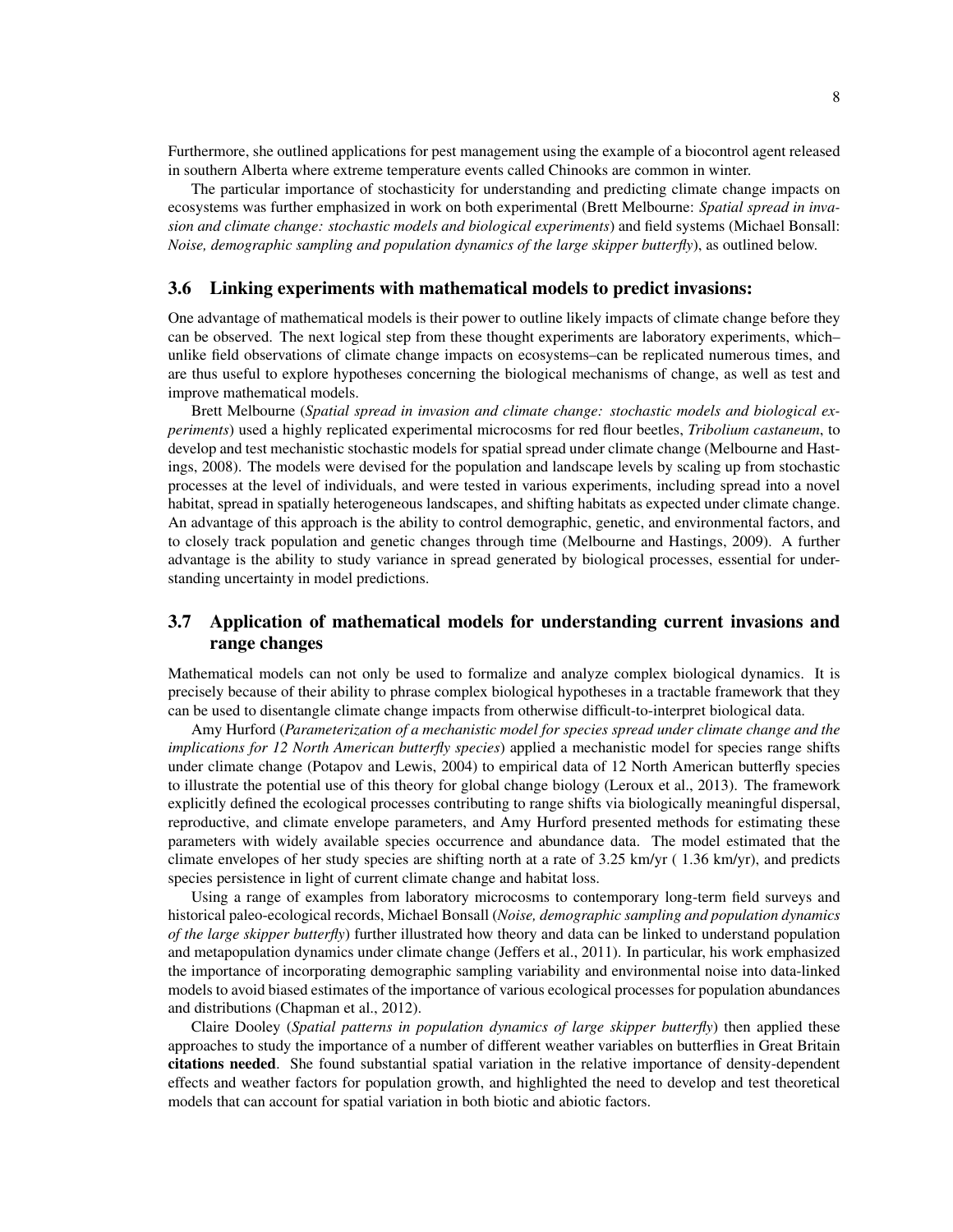Furthermore, she outlined applications for pest management using the example of a biocontrol agent released in southern Alberta where extreme temperature events called Chinooks are common in winter.

The particular importance of stochasticity for understanding and predicting climate change impacts on ecosystems was further emphasized in work on both experimental (Brett Melbourne: *Spatial spread in invasion and climate change: stochastic models and biological experiments*) and field systems (Michael Bonsall: *Noise, demographic sampling and population dynamics of the large skipper butterfly*), as outlined below.

## 3.6 Linking experiments with mathematical models to predict invasions:

One advantage of mathematical models is their power to outline likely impacts of climate change before they can be observed. The next logical step from these thought experiments are laboratory experiments, which–unlike field observations of climate change impacts on ecosystems–can be replicated numerous times, and are thus useful to explore hypotheses concerning the biological mechanisms of change, as well as test and improve mathematical models.

Brett Melbourne (*Spatial spread in invasion and climate change: stochastic models and biological experiments*) used a highly replicated experimental microcosms for red flour beetles, *Tribolium castaneum*, to develop and test mechanistic stochastic models for spatial spread under climate change (Melbourne and Hastings, 2008). The models were devised for the population and landscape levels by scaling up from stochastic processes at the level of individuals, and were tested in various experiments, including spread into a novel habitat, spread in spatially heterogeneous landscapes, and shifting habitats as expected under climate change. An advantage of this approach is the ability to control demographic, genetic, and environmental factors, and to closely track population and genetic changes through time (Melbourne and Hastings, 2009). A further advantage is the ability to study variance in spread generated by biological processes, essential for understanding uncertainty in model predictions.

## 3.7 Application of mathematical models for understanding current invasions and range changes

Mathematical models can not only be used to formalize and analyze complex biological dynamics. It is precisely because of their ability to phrase complex biological hypotheses in a tractable framework that they can be used to disentangle climate change impacts from otherwise difficult-to-interpret biological data.

Amy Hurford (*Parameterization of a mechanistic model for species spread under climate change and the implications for 12 North American butterfly species*) applied a mechanistic model for species range shifts under climate change (Potapov and Lewis, 2004) to empirical data of 12 North American butterfly species to illustrate the potential use of this theory for global change biology (Leroux et al., 2013). The framework explicitly defined the ecological processes contributing to range shifts via biologically meaningful dispersal, reproductive, and climate envelope parameters, and Amy Hurford presented methods for estimating these parameters with widely available species occurrence and abundance data. The model estimated that the climate envelopes of her study species are shifting north at a rate of 3.25 km/yr ( 1.36 km/yr), and predicts species persistence in light of current climate change and habitat loss.

Using a range of examples from laboratory microcosms to contemporary long-term field surveys and historical paleo-ecological records, Michael Bonsall (*Noise, demographic sampling and population dynamics of the large skipper butterfly*) further illustrated how theory and data can be linked to understand population and metapopulation dynamics under climate change (Jeffers et al., 2011). In particular, his work emphasized the importance of incorporating demographic sampling variability and environmental noise into data-linked models to avoid biased estimates of the importance of various ecological processes for population abundances and distributions (Chapman et al., 2012).

Claire Dooley (*Spatial patterns in population dynamics of large skipper butterfly*) then applied these approaches to study the importance of a number of different weather variables on butterflies in Great Britain **citations needed**. She found substantial spatial variation in the relative importance of density-dependent effects and weather factors for population growth, and highlighted the need to develop and test theoretical models that can account for spatial variation in both biotic and abiotic factors.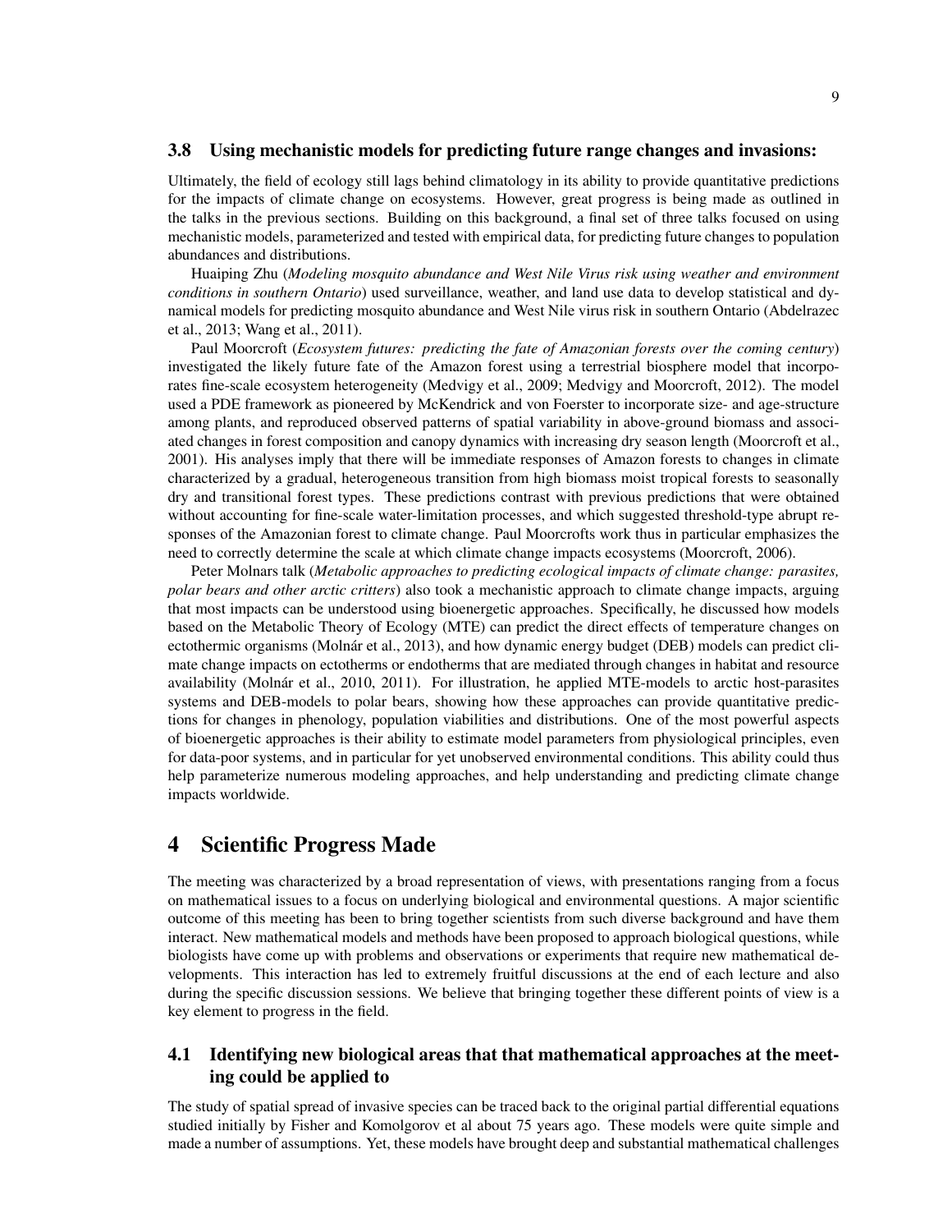### 3.8 Using mechanistic models for predicting future range changes and invasions:

Ultimately, the field of ecology still lags behind climatology in its ability to provide quantitative predictions for the impacts of climate change on ecosystems. However, great progress is being made as outlined in the talks in the previous sections. Building on this background, a final set of three talks focused on using mechanistic models, parameterized and tested with empirical data, for predicting future changes to population abundances and distributions.

Huaiping Zhu (*Modeling mosquito abundance and West Nile Virus risk using weather and environment conditions in southern Ontario*) used surveillance, weather, and land use data to develop statistical and dynamical models for predicting mosquito abundance and West Nile virus risk in southern Ontario (Abdelrazec et al., 2013; Wang et al., 2011).

Paul Moorcroft (*Ecosystem futures: predicting the fate of Amazonian forests over the coming century*) investigated the likely future fate of the Amazon forest using a terrestrial biosphere model that incorporates fine-scale ecosystem heterogeneity (Medvigy et al., 2009; Medvigy and Moorcroft, 2012). The model used a PDE framework as pioneered by McKendrick and von Foerster to incorporate size- and age-structure among plants, and reproduced observed patterns of spatial variability in above-ground biomass and associated changes in forest composition and canopy dynamics with increasing dry season length (Moorcroft et al., 2001). His analyses imply that there will be immediate responses of Amazon forests to changes in climate characterized by a gradual, heterogeneous transition from high biomass moist tropical forests to seasonally dry and transitional forest types. These predictions contrast with previous predictions that were obtained without accounting for fine-scale water-limitation processes, and which suggested threshold-type abrupt responses of the Amazonian forest to climate change. Paul Moorcrofts work thus in particular emphasizes the need to correctly determine the scale at which climate change impacts ecosystems (Moorcroft, 2006).

Peter Molnars talk (*Metabolic approaches to predicting ecological impacts of climate change: parasites, polar bears and other arctic critters*) also took a mechanistic approach to climate change impacts, arguing that most impacts can be understood using bioenergetic approaches. Specifically, he discussed how models based on the Metabolic Theory of Ecology (MTE) can predict the direct effects of temperature changes on ectothermic organisms (Molnár et al., 2013), and how dynamic energy budget (DEB) models can predict climate change impacts on ectotherms or endotherms that are mediated through changes in habitat and resource availability (Molnár et al., 2010, 2011). For illustration, he applied MTE-models to arctic host-parasites systems and DEB-models to polar bears, showing how these approaches can provide quantitative predictions for changes in phenology, population viabilities and distributions. One of the most powerful aspects of bioenergetic approaches is their ability to estimate model parameters from physiological principles, even for data-poor systems, and in particular for yet unobserved environmental conditions. This ability could thus help parameterize numerous modeling approaches, and help understanding and predicting climate change impacts worldwide.

## 4 Scientific Progress Made

The meeting was characterized by a broad representation of views, with presentations ranging from a focus on mathematical issues to a focus on underlying biological and environmental questions. A major scientific outcome of this meeting has been to bring together scientists from such diverse background and have them interact. New mathematical models and methods have been proposed to approach biological questions, while biologists have come up with problems and observations or experiments that require new mathematical developments. This interaction has led to extremely fruitful discussions at the end of each lecture and also during the specific discussion sessions. We believe that bringing together these different points of view is a key element to progress in the field.

### 4.1 Identifying new biological areas that that mathematical approaches at the meeting could be applied to

The study of spatial spread of invasive species can be traced back to the original partial differential equations studied initially by Fisher and Komolgorov et al about 75 years ago. These models were quite simple and made a number of assumptions. Yet, these models have brought deep and substantial mathematical challenges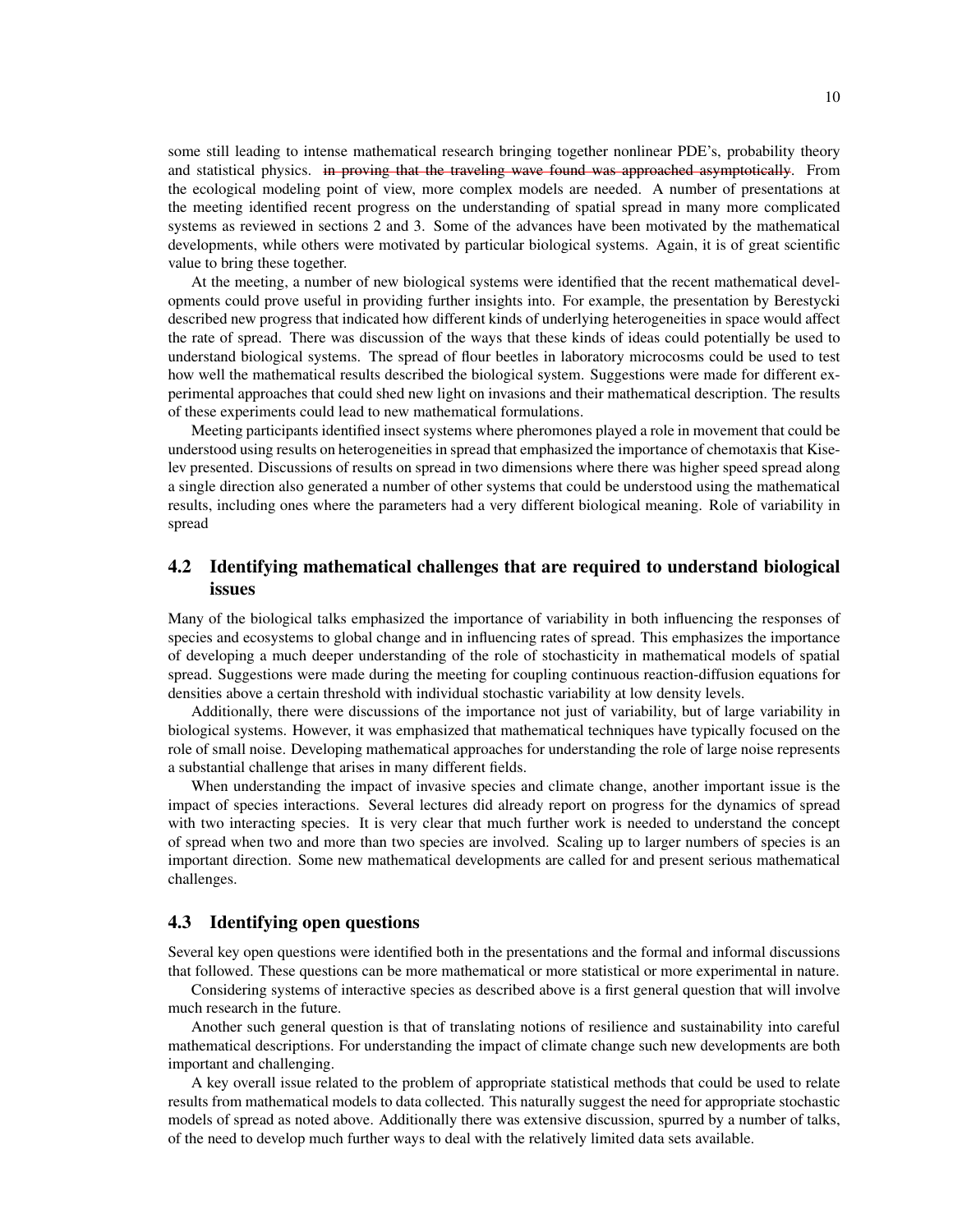some still leading to intense mathematical research bringing together nonlinear PDE's, probability theory and statistical physics. ~~in proving that the traveling wave found was approached asymptotically~~. From the ecological modeling point of view, more complex models are needed. A number of presentations at the meeting identified recent progress on the understanding of spatial spread in many more complicated systems as reviewed in sections 2 and 3. Some of the advances have been motivated by the mathematical developments, while others were motivated by particular biological systems. Again, it is of great scientific value to bring these together.

At the meeting, a number of new biological systems were identified that the recent mathematical developments could prove useful in providing further insights into. For example, the presentation by Berestycki described new progress that indicated how different kinds of underlying heterogeneities in space would affect the rate of spread. There was discussion of the ways that these kinds of ideas could potentially be used to understand biological systems. The spread of flour beetles in laboratory microcosms could be used to test how well the mathematical results described the biological system. Suggestions were made for different experimental approaches that could shed new light on invasions and their mathematical description. The results of these experiments could lead to new mathematical formulations.

Meeting participants identified insect systems where pheromones played a role in movement that could be understood using results on heterogeneities in spread that emphasized the importance of chemotaxis that Kiselev presented. Discussions of results on spread in two dimensions where there was higher speed spread along a single direction also generated a number of other systems that could be understood using the mathematical results, including ones where the parameters had a very different biological meaning. Role of variability in spread

## 4.2 Identifying mathematical challenges that are required to understand biological issues

Many of the biological talks emphasized the importance of variability in both influencing the responses of species and ecosystems to global change and in influencing rates of spread. This emphasizes the importance of developing a much deeper understanding of the role of stochasticity in mathematical models of spatial spread. Suggestions were made during the meeting for coupling continuous reaction-diffusion equations for densities above a certain threshold with individual stochastic variability at low density levels.

Additionally, there were discussions of the importance not just of variability, but of large variability in biological systems. However, it was emphasized that mathematical techniques have typically focused on the role of small noise. Developing mathematical approaches for understanding the role of large noise represents a substantial challenge that arises in many different fields.

When understanding the impact of invasive species and climate change, another important issue is the impact of species interactions. Several lectures did already report on progress for the dynamics of spread with two interacting species. It is very clear that much further work is needed to understand the concept of spread when two and more than two species are involved. Scaling up to larger numbers of species is an important direction. Some new mathematical developments are called for and present serious mathematical challenges.

## 4.3 Identifying open questions

Several key open questions were identified both in the presentations and the formal and informal discussions that followed. These questions can be more mathematical or more statistical or more experimental in nature.

Considering systems of interactive species as described above is a first general question that will involve much research in the future.

Another such general question is that of translating notions of resilience and sustainability into careful mathematical descriptions. For understanding the impact of climate change such new developments are both important and challenging.

A key overall issue related to the problem of appropriate statistical methods that could be used to relate results from mathematical models to data collected. This naturally suggest the need for appropriate stochastic models of spread as noted above. Additionally there was extensive discussion, spurred by a number of talks, of the need to develop much further ways to deal with the relatively limited data sets available.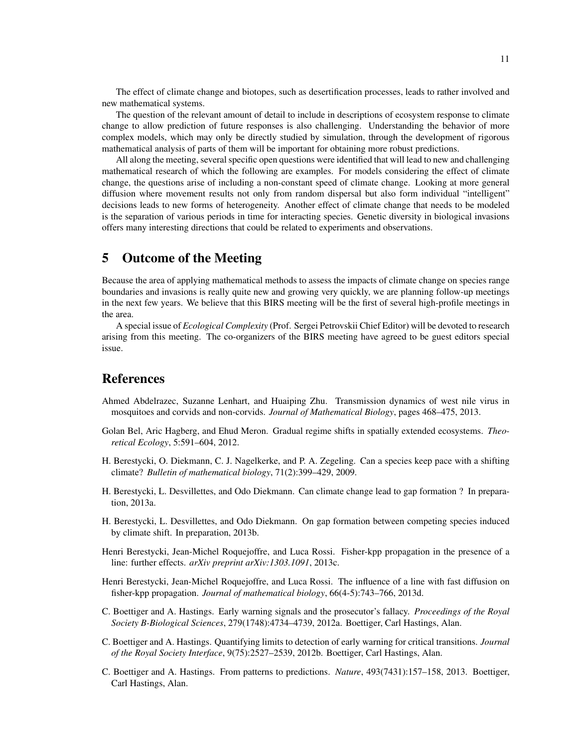The effect of climate change and biotopes, such as desertification processes, leads to rather involved and new mathematical systems.

The question of the relevant amount of detail to include in descriptions of ecosystem response to climate change to allow prediction of future responses is also challenging. Understanding the behavior of more complex models, which may only be directly studied by simulation, through the development of rigorous mathematical analysis of parts of them will be important for obtaining more robust predictions.

All along the meeting, several specific open questions were identified that will lead to new and challenging mathematical research of which the following are examples. For models considering the effect of climate change, the questions arise of including a non-constant speed of climate change. Looking at more general diffusion where movement results not only from random dispersal but also form individual "intelligent" decisions leads to new forms of heterogeneity. Another effect of climate change that needs to be modeled is the separation of various periods in time for interacting species. Genetic diversity in biological invasions offers many interesting directions that could be related to experiments and observations.

## 5 Outcome of the Meeting

Because the area of applying mathematical methods to assess the impacts of climate change on species range boundaries and invasions is really quite new and growing very quickly, we are planning follow-up meetings in the next few years. We believe that this BIRS meeting will be the first of several high-profile meetings in the area.

A special issue of *Ecological Complexity* (Prof. Sergei Petrovskii Chief Editor) will be devoted to research arising from this meeting. The co-organizers of the BIRS meeting have agreed to be guest editors special issue.

## References

Ahmed Abdelrazec, Suzanne Lenhart, and Huaiping Zhu. Transmission dynamics of west nile virus in mosquitoes and corvids and non-corvids. *Journal of Mathematical Biology*, pages 468–475, 2013.

Golan Bel, Aric Hagberg, and Ehud Meron. Gradual regime shifts in spatially extended ecosystems. *Theoretical Ecology*, 5:591–604, 2012.

H. Berestycki, O. Diekmann, C. J. Nagelkerke, and P. A. Zegeling. Can a species keep pace with a shifting climate? *Bulletin of mathematical biology*, 71(2):399–429, 2009.

H. Berestycki, L. Desvillettes, and Odo Diekmann. Can climate change lead to gap formation ? In preparation, 2013a.

H. Berestycki, L. Desvillettes, and Odo Diekmann. On gap formation between competing species induced by climate shift. In preparation, 2013b.

Henri Berestycki, Jean-Michel Roquejoffre, and Luca Rossi. Fisher-kpp propagation in the presence of a line: further effects. *arXiv preprint arXiv:1303.1091*, 2013c.

Henri Berestycki, Jean-Michel Roquejoffre, and Luca Rossi. The influence of a line with fast diffusion on fisher-kpp propagation. *Journal of mathematical biology*, 66(4-5):743–766, 2013d.

C. Boettiger and A. Hastings. Early warning signals and the prosecutor's fallacy. *Proceedings of the Royal Society B-Biological Sciences*, 279(1748):4734–4739, 2012a. Boettiger, Carl Hastings, Alan.

C. Boettiger and A. Hastings. Quantifying limits to detection of early warning for critical transitions. *Journal of the Royal Society Interface*, 9(75):2527–2539, 2012b. Boettiger, Carl Hastings, Alan.

C. Boettiger and A. Hastings. From patterns to predictions. *Nature*, 493(7431):157–158, 2013. Boettiger, Carl Hastings, Alan.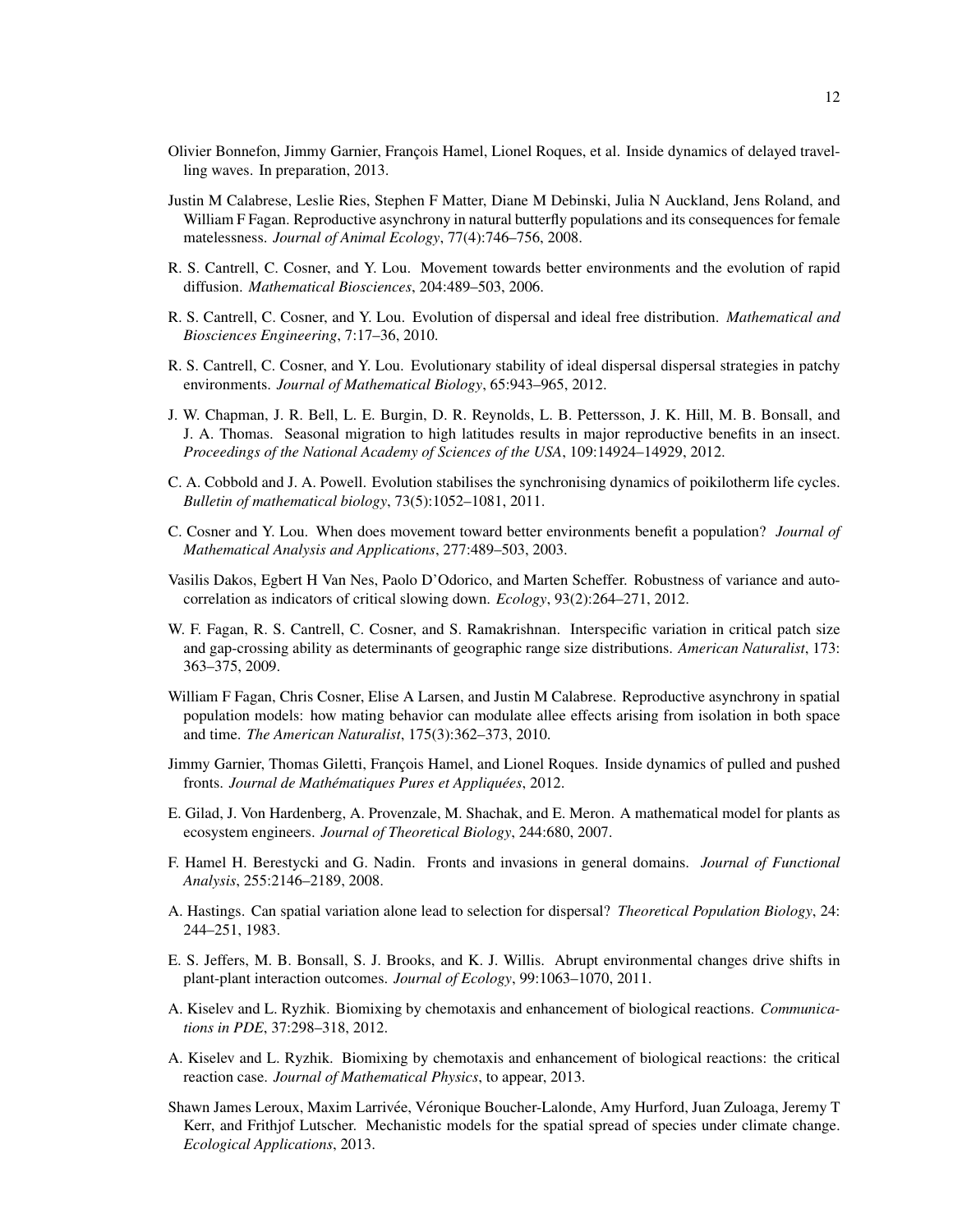Olivier Bonnefon, Jimmy Garnier, François Hamel, Lionel Roques, et al. Inside dynamics of delayed travelling waves. In preparation, 2013.

Justin M Calabrese, Leslie Ries, Stephen F Matter, Diane M Debinski, Julia N Auckland, Jens Roland, and William F Fagan. Reproductive asynchrony in natural butterfly populations and its consequences for female matelessness. *Journal of Animal Ecology*, 77(4):746–756, 2008.

R. S. Cantrell, C. Cosner, and Y. Lou. Movement towards better environments and the evolution of rapid diffusion. *Mathematical Biosciences*, 204:489–503, 2006.

R. S. Cantrell, C. Cosner, and Y. Lou. Evolution of dispersal and ideal free distribution. *Mathematical and Biosciences Engineering*, 7:17–36, 2010.

R. S. Cantrell, C. Cosner, and Y. Lou. Evolutionary stability of ideal dispersal dispersal strategies in patchy environments. *Journal of Mathematical Biology*, 65:943–965, 2012.

J. W. Chapman, J. R. Bell, L. E. Burgin, D. R. Reynolds, L. B. Pettersson, J. K. Hill, M. B. Bonsall, and J. A. Thomas. Seasonal migration to high latitudes results in major reproductive benefits in an insect. *Proceedings of the National Academy of Sciences of the USA*, 109:14924–14929, 2012.

C. A. Cobbold and J. A. Powell. Evolution stabilises the synchronising dynamics of poikilotherm life cycles. *Bulletin of mathematical biology*, 73(5):1052–1081, 2011.

C. Cosner and Y. Lou. When does movement toward better environments benefit a population? *Journal of Mathematical Analysis and Applications*, 277:489–503, 2003.

Vasilis Dakos, Egbert H Van Nes, Paolo D'Odorico, and Marten Scheffer. Robustness of variance and autocorrelation as indicators of critical slowing down. *Ecology*, 93(2):264–271, 2012.

W. F. Fagan, R. S. Cantrell, C. Cosner, and S. Ramakrishnan. Interspecific variation in critical patch size and gap-crossing ability as determinants of geographic range size distributions. *American Naturalist*, 173: 363–375, 2009.

William F Fagan, Chris Cosner, Elise A Larsen, and Justin M Calabrese. Reproductive asynchrony in spatial population models: how mating behavior can modulate allee effects arising from isolation in both space and time. *The American Naturalist*, 175(3):362–373, 2010.

Jimmy Garnier, Thomas Giletti, François Hamel, and Lionel Roques. Inside dynamics of pulled and pushed fronts. *Journal de Mathématiques Pures et Appliquées*, 2012.

E. Gilad, J. Von Hardenberg, A. Provenzale, M. Shachak, and E. Meron. A mathematical model for plants as ecosystem engineers. *Journal of Theoretical Biology*, 244:680, 2007.

F. Hamel H. Berestycki and G. Nadin. Fronts and invasions in general domains. *Journal of Functional Analysis*, 255:2146–2189, 2008.

A. Hastings. Can spatial variation alone lead to selection for dispersal? *Theoretical Population Biology*, 24: 244–251, 1983.

E. S. Jeffers, M. B. Bonsall, S. J. Brooks, and K. J. Willis. Abrupt environmental changes drive shifts in plant-plant interaction outcomes. *Journal of Ecology*, 99:1063–1070, 2011.

A. Kiselev and L. Ryzhik. Biomixing by chemotaxis and enhancement of biological reactions. *Communications in PDE*, 37:298–318, 2012.

A. Kiselev and L. Ryzhik. Biomixing by chemotaxis and enhancement of biological reactions: the critical reaction case. *Journal of Mathematical Physics*, to appear, 2013.

Shawn James Leroux, Maxim Larrivée, Véronique Boucher-Lalonde, Amy Hurford, Juan Zuloaga, Jeremy T Kerr, and Frithjof Lutscher. Mechanistic models for the spatial spread of species under climate change. *Ecological Applications*, 2013.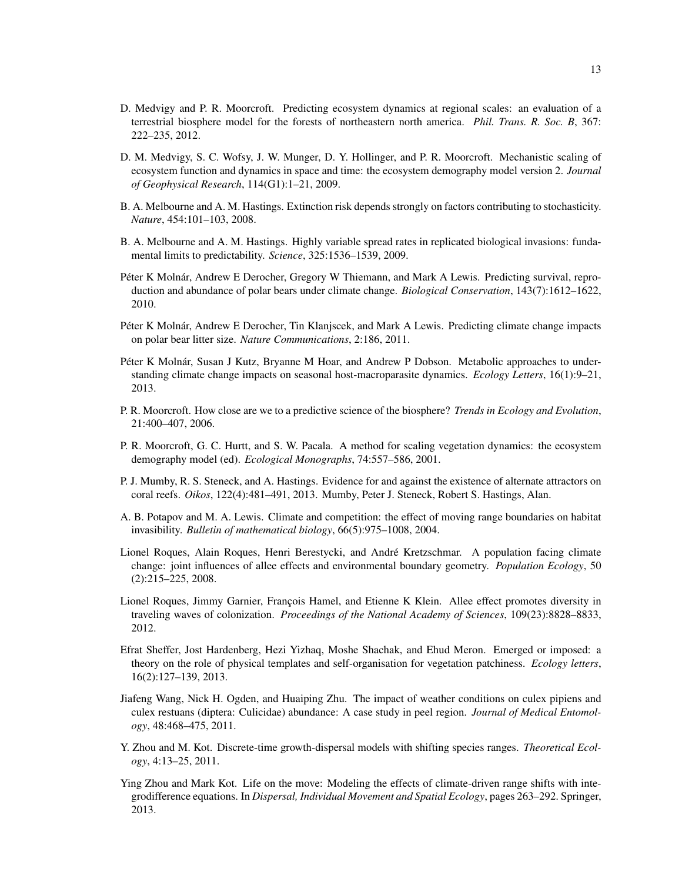D. Medvigy and P. R. Moorcroft. Predicting ecosystem dynamics at regional scales: an evaluation of a terrestrial biosphere model for the forests of northeastern north america. *Phil. Trans. R. Soc. B*, 367: 222–235, 2012.

D. M. Medvigy, S. C. Wofsy, J. W. Munger, D. Y. Hollinger, and P. R. Moorcroft. Mechanistic scaling of ecosystem function and dynamics in space and time: the ecosystem demography model version 2. *Journal of Geophysical Research*, 114(G1):1–21, 2009.

B. A. Melbourne and A. M. Hastings. Extinction risk depends strongly on factors contributing to stochasticity. *Nature*, 454:101–103, 2008.

B. A. Melbourne and A. M. Hastings. Highly variable spread rates in replicated biological invasions: fundamental limits to predictability. *Science*, 325:1536–1539, 2009.

Péter K Molnár, Andrew E Derocher, Gregory W Thiemann, and Mark A Lewis. Predicting survival, reproduction and abundance of polar bears under climate change. *Biological Conservation*, 143(7):1612–1622, 2010.

Péter K Molnár, Andrew E Derocher, Tin Klanjscek, and Mark A Lewis. Predicting climate change impacts on polar bear litter size. *Nature Communications*, 2:186, 2011.

Péter K Molnár, Susan J Kutz, Bryanne M Hoar, and Andrew P Dobson. Metabolic approaches to understanding climate change impacts on seasonal host-macroparasite dynamics. *Ecology Letters*, 16(1):9–21, 2013.

P. R. Moorcroft. How close are we to a predictive science of the biosphere? *Trends in Ecology and Evolution*, 21:400–407, 2006.

P. R. Moorcroft, G. C. Hurtt, and S. W. Pacala. A method for scaling vegetation dynamics: the ecosystem demography model (ed). *Ecological Monographs*, 74:557–586, 2001.

P. J. Mumby, R. S. Steneck, and A. Hastings. Evidence for and against the existence of alternate attractors on coral reefs. *Oikos*, 122(4):481–491, 2013. Mumby, Peter J. Steneck, Robert S. Hastings, Alan.

A. B. Potapov and M. A. Lewis. Climate and competition: the effect of moving range boundaries on habitat invasibility. *Bulletin of mathematical biology*, 66(5):975–1008, 2004.

Lionel Roques, Alain Roques, Henri Berestycki, and André Kretzschmar. A population facing climate change: joint influences of allee effects and environmental boundary geometry. *Population Ecology*, 50 (2):215–225, 2008.

Lionel Roques, Jimmy Garnier, François Hamel, and Etienne K Klein. Allee effect promotes diversity in traveling waves of colonization. *Proceedings of the National Academy of Sciences*, 109(23):8828–8833, 2012.

Efrat Sheffer, Jost Hardenberg, Hezi Yizhaq, Moshe Shachak, and Ehud Meron. Emerged or imposed: a theory on the role of physical templates and self-organisation for vegetation patchiness. *Ecology letters*, 16(2):127–139, 2013.

Jiafeng Wang, Nick H. Ogden, and Huaiping Zhu. The impact of weather conditions on culex pipiens and culex restuans (diptera: Culicidae) abundance: A case study in peel region. *Journal of Medical Entomology*, 48:468–475, 2011.

Y. Zhou and M. Kot. Discrete-time growth-dispersal models with shifting species ranges. *Theoretical Ecology*, 4:13–25, 2011.

Ying Zhou and Mark Kot. Life on the move: Modeling the effects of climate-driven range shifts with integrodifference equations. In *Dispersal, Individual Movement and Spatial Ecology*, pages 263–292. Springer, 2013.